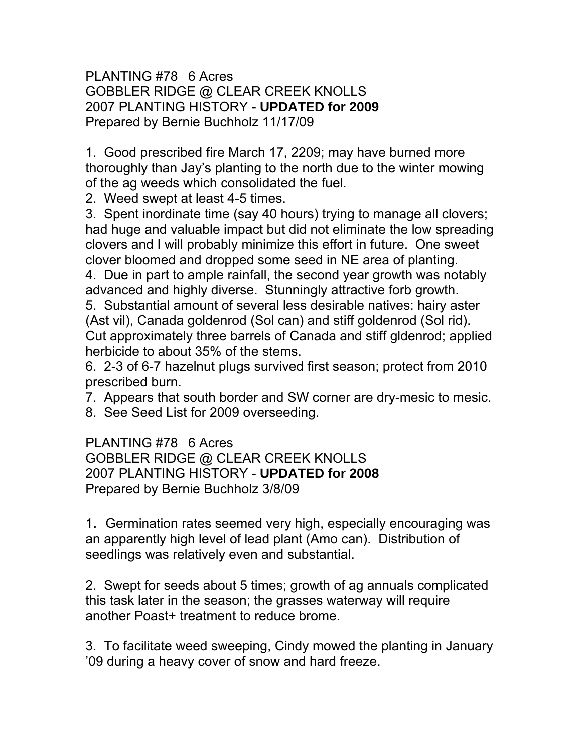PLANTING #78 6 Acres
GOBBLER RIDGE @ CLEAR CREEK KNOLLS
2007 PLANTING HISTORY - **UPDATED for 2009**
Prepared by Bernie Buchholz 11/17/09

1. Good prescribed fire March 17, 2209; may have burned more thoroughly than Jay's planting to the north due to the winter mowing of the ag weeds which consolidated the fuel.
2. Weed swept at least 4-5 times.
3. Spent inordinate time (say 40 hours) trying to manage all clovers; had huge and valuable impact but did not eliminate the low spreading clovers and I will probably minimize this effort in future. One sweet clover bloomed and dropped some seed in NE area of planting.
4. Due in part to ample rainfall, the second year growth was notably advanced and highly diverse. Stunningly attractive forb growth.
5. Substantial amount of several less desirable natives: hairy aster (Ast vil), Canada goldenrod (Sol can) and stiff goldenrod (Sol rid). Cut approximately three barrels of Canada and stiff gldenrod; applied herbicide to about 35% of the stems.
6. 2-3 of 6-7 hazelnut plugs survived first season; protect from 2010 prescribed burn.
7. Appears that south border and SW corner are dry-mesic to mesic.
8. See Seed List for 2009 overseeding.

PLANTING #78 6 Acres
GOBBLER RIDGE @ CLEAR CREEK KNOLLS
2007 PLANTING HISTORY - **UPDATED for 2008**
Prepared by Bernie Buchholz 3/8/09

1. Germination rates seemed very high, especially encouraging was an apparently high level of lead plant (Amo can). Distribution of seedlings was relatively even and substantial.

2. Swept for seeds about 5 times; growth of ag annuals complicated this task later in the season; the grasses waterway will require another Poast+ treatment to reduce brome.

3. To facilitate weed sweeping, Cindy mowed the planting in January '09 during a heavy cover of snow and hard freeze.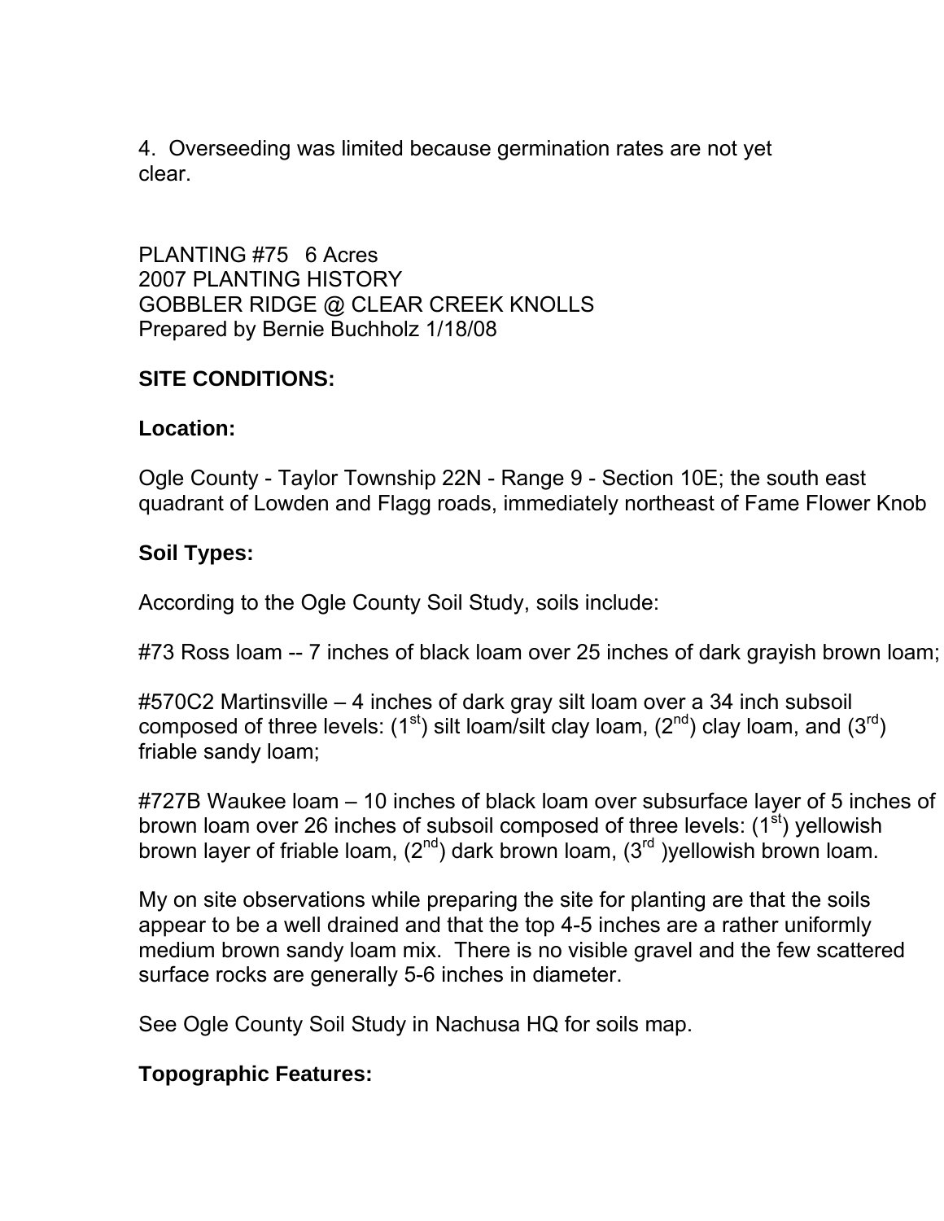4. Overseeding was limited because germination rates are not yet clear.

PLANTING #75 6 Acres
2007 PLANTING HISTORY
GOBBLER RIDGE @ CLEAR CREEK KNOLLS
Prepared by Bernie Buchholz 1/18/08

**SITE CONDITIONS:**

**Location:**

Ogle County - Taylor Township 22N - Range 9 - Section 10E; the south east quadrant of Lowden and Flagg roads, immediately northeast of Fame Flower Knob

**Soil Types:**

According to the Ogle County Soil Study, soils include:

#73 Ross loam -- 7 inches of black loam over 25 inches of dark grayish brown loam;

#570C2 Martinsville – 4 inches of dark gray silt loam over a 34 inch subsoil composed of three levels: (1st) silt loam/silt clay loam, (2nd) clay loam, and (3rd) friable sandy loam;

#727B Waukee loam – 10 inches of black loam over subsurface layer of 5 inches of brown loam over 26 inches of subsoil composed of three levels: (1st) yellowish brown layer of friable loam, (2nd) dark brown loam, (3rd )yellowish brown loam.

My on site observations while preparing the site for planting are that the soils appear to be a well drained and that the top 4-5 inches are a rather uniformly medium brown sandy loam mix. There is no visible gravel and the few scattered surface rocks are generally 5-6 inches in diameter.

See Ogle County Soil Study in Nachusa HQ for soils map.

**Topographic Features:**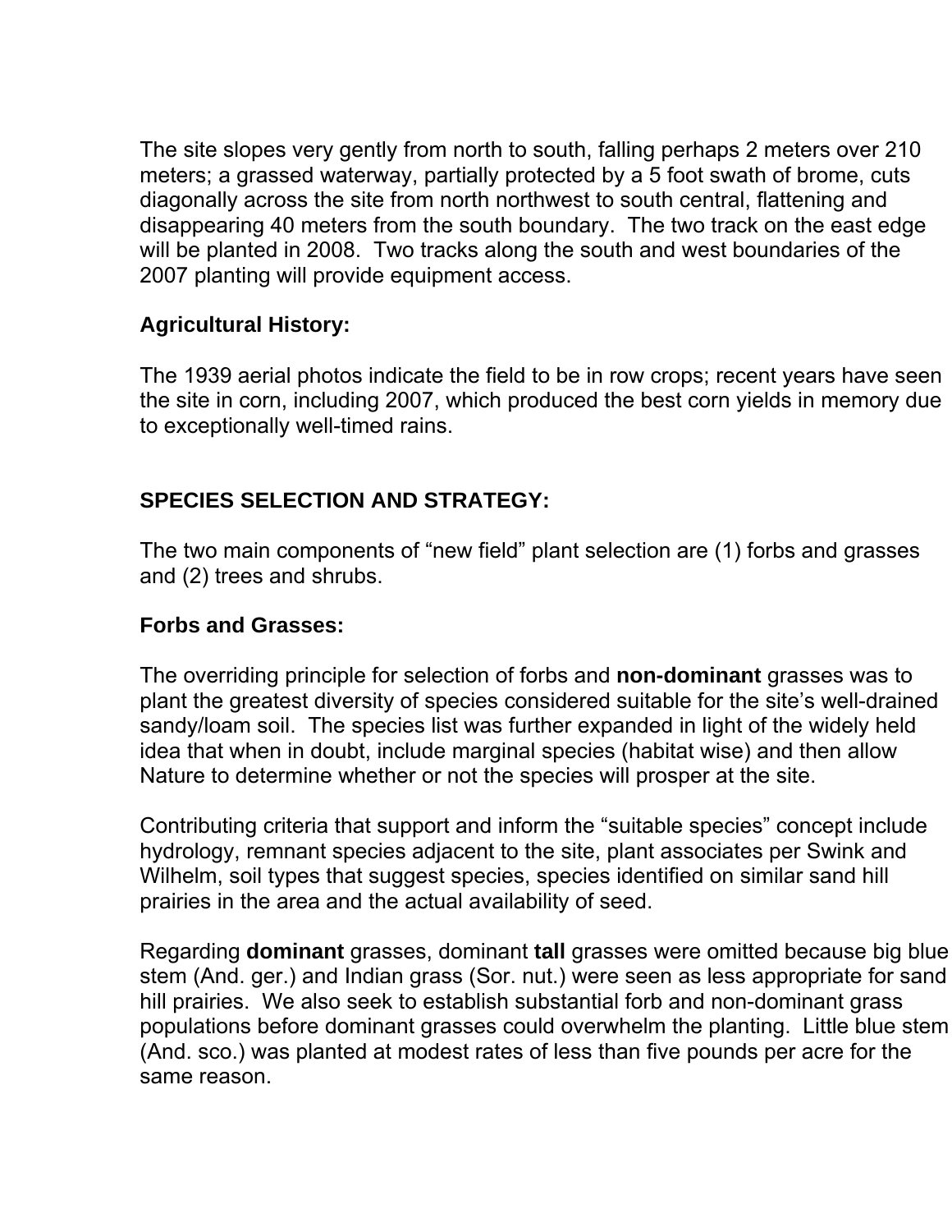The site slopes very gently from north to south, falling perhaps 2 meters over 210 meters; a grassed waterway, partially protected by a 5 foot swath of brome, cuts diagonally across the site from north northwest to south central, flattening and disappearing 40 meters from the south boundary. The two track on the east edge will be planted in 2008. Two tracks along the south and west boundaries of the 2007 planting will provide equipment access.

### Agricultural History:

The 1939 aerial photos indicate the field to be in row crops; recent years have seen the site in corn, including 2007, which produced the best corn yields in memory due to exceptionally well-timed rains.

## SPECIES SELECTION AND STRATEGY:

The two main components of “new field” plant selection are (1) forbs and grasses and (2) trees and shrubs.

### Forbs and Grasses:

The overriding principle for selection of forbs and **non-dominant** grasses was to plant the greatest diversity of species considered suitable for the site’s well-drained sandy/loam soil. The species list was further expanded in light of the widely held idea that when in doubt, include marginal species (habitat wise) and then allow Nature to determine whether or not the species will prosper at the site.

Contributing criteria that support and inform the “suitable species” concept include hydrology, remnant species adjacent to the site, plant associates per Swink and Wilhelm, soil types that suggest species, species identified on similar sand hill prairies in the area and the actual availability of seed.

Regarding **dominant** grasses, dominant **tall** grasses were omitted because big blue stem (And. ger.) and Indian grass (Sor. nut.) were seen as less appropriate for sand hill prairies. We also seek to establish substantial forb and non-dominant grass populations before dominant grasses could overwhelm the planting. Little blue stem (And. sco.) was planted at modest rates of less than five pounds per acre for the same reason.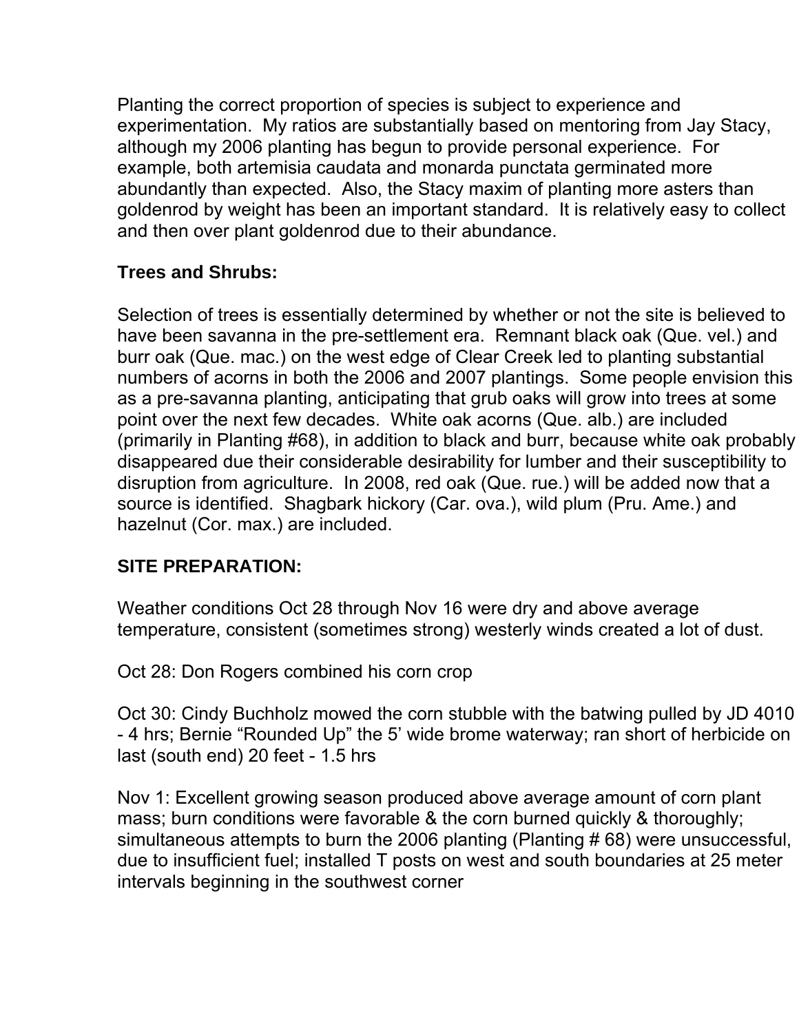Planting the correct proportion of species is subject to experience and experimentation. My ratios are substantially based on mentoring from Jay Stacy, although my 2006 planting has begun to provide personal experience. For example, both artemisia caudata and monarda punctata germinated more abundantly than expected. Also, the Stacy maxim of planting more asters than goldenrod by weight has been an important standard. It is relatively easy to collect and then over plant goldenrod due to their abundance.

**Trees and Shrubs:**

Selection of trees is essentially determined by whether or not the site is believed to have been savanna in the pre-settlement era. Remnant black oak (Que. vel.) and burr oak (Que. mac.) on the west edge of Clear Creek led to planting substantial numbers of acorns in both the 2006 and 2007 plantings. Some people envision this as a pre-savanna planting, anticipating that grub oaks will grow into trees at some point over the next few decades. White oak acorns (Que. alb.) are included (primarily in Planting #68), in addition to black and burr, because white oak probably disappeared due their considerable desirability for lumber and their susceptibility to disruption from agriculture. In 2008, red oak (Que. rue.) will be added now that a source is identified. Shagbark hickory (Car. ova.), wild plum (Pru. Ame.) and hazelnut (Cor. max.) are included.

**SITE PREPARATION:**

Weather conditions Oct 28 through Nov 16 were dry and above average temperature, consistent (sometimes strong) westerly winds created a lot of dust.

Oct 28: Don Rogers combined his corn crop

Oct 30: Cindy Buchholz mowed the corn stubble with the batwing pulled by JD 4010 - 4 hrs; Bernie "Rounded Up" the 5' wide brome waterway; ran short of herbicide on last (south end) 20 feet - 1.5 hrs

Nov 1: Excellent growing season produced above average amount of corn plant mass; burn conditions were favorable & the corn burned quickly & thoroughly; simultaneous attempts to burn the 2006 planting (Planting # 68) were unsuccessful, due to insufficient fuel; installed T posts on west and south boundaries at 25 meter intervals beginning in the southwest corner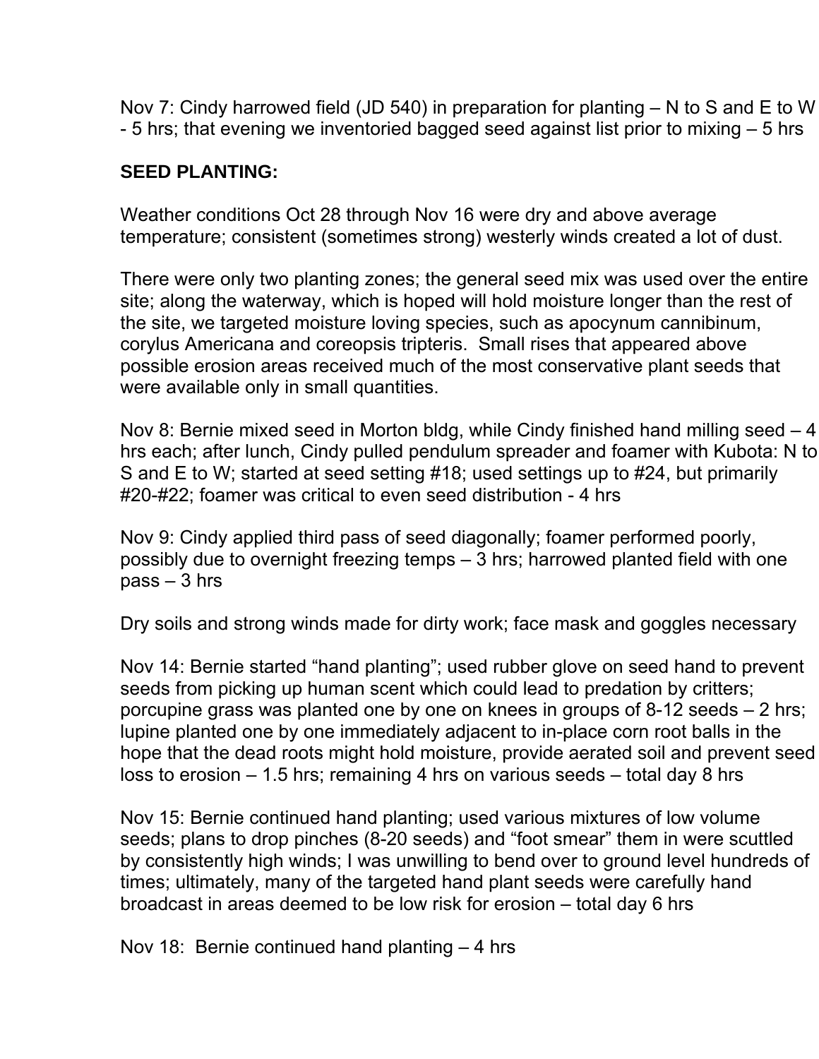Nov 7: Cindy harrowed field (JD 540) in preparation for planting – N to S and E to W - 5 hrs; that evening we inventoried bagged seed against list prior to mixing – 5 hrs

**SEED PLANTING:**

Weather conditions Oct 28 through Nov 16 were dry and above average temperature; consistent (sometimes strong) westerly winds created a lot of dust.

There were only two planting zones; the general seed mix was used over the entire site; along the waterway, which is hoped will hold moisture longer than the rest of the site, we targeted moisture loving species, such as apocynum cannibinum, corylus Americana and coreopsis tripteris. Small rises that appeared above possible erosion areas received much of the most conservative plant seeds that were available only in small quantities.

Nov 8: Bernie mixed seed in Morton bldg, while Cindy finished hand milling seed – 4 hrs each; after lunch, Cindy pulled pendulum spreader and foamer with Kubota: N to S and E to W; started at seed setting #18; used settings up to #24, but primarily #20-#22; foamer was critical to even seed distribution - 4 hrs

Nov 9: Cindy applied third pass of seed diagonally; foamer performed poorly, possibly due to overnight freezing temps – 3 hrs; harrowed planted field with one pass – 3 hrs

Dry soils and strong winds made for dirty work; face mask and goggles necessary

Nov 14: Bernie started "hand planting"; used rubber glove on seed hand to prevent seeds from picking up human scent which could lead to predation by critters; porcupine grass was planted one by one on knees in groups of 8-12 seeds – 2 hrs; lupine planted one by one immediately adjacent to in-place corn root balls in the hope that the dead roots might hold moisture, provide aerated soil and prevent seed loss to erosion – 1.5 hrs; remaining 4 hrs on various seeds – total day 8 hrs

Nov 15: Bernie continued hand planting; used various mixtures of low volume seeds; plans to drop pinches (8-20 seeds) and "foot smear" them in were scuttled by consistently high winds; I was unwilling to bend over to ground level hundreds of times; ultimately, many of the targeted hand plant seeds were carefully hand broadcast in areas deemed to be low risk for erosion – total day 6 hrs

Nov 18: Bernie continued hand planting – 4 hrs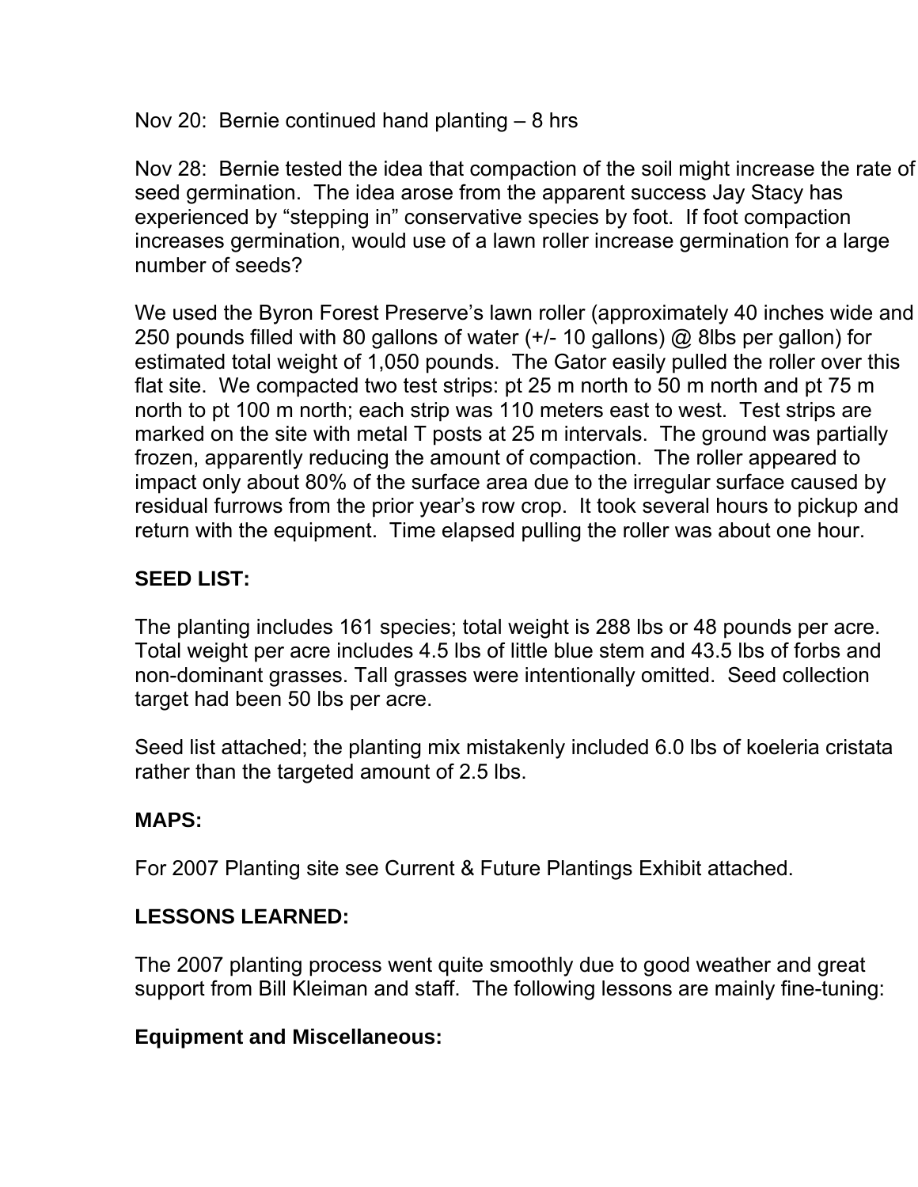Nov 20: Bernie continued hand planting – 8 hrs

Nov 28: Bernie tested the idea that compaction of the soil might increase the rate of seed germination. The idea arose from the apparent success Jay Stacy has experienced by "stepping in" conservative species by foot. If foot compaction increases germination, would use of a lawn roller increase germination for a large number of seeds?

We used the Byron Forest Preserve's lawn roller (approximately 40 inches wide and 250 pounds filled with 80 gallons of water (+/- 10 gallons) @ 8lbs per gallon) for estimated total weight of 1,050 pounds. The Gator easily pulled the roller over this flat site. We compacted two test strips: pt 25 m north to 50 m north and pt 75 m north to pt 100 m north; each strip was 110 meters east to west. Test strips are marked on the site with metal T posts at 25 m intervals. The ground was partially frozen, apparently reducing the amount of compaction. The roller appeared to impact only about 80% of the surface area due to the irregular surface caused by residual furrows from the prior year's row crop. It took several hours to pickup and return with the equipment. Time elapsed pulling the roller was about one hour.

**SEED LIST:**

The planting includes 161 species; total weight is 288 lbs or 48 pounds per acre. Total weight per acre includes 4.5 lbs of little blue stem and 43.5 lbs of forbs and non-dominant grasses. Tall grasses were intentionally omitted. Seed collection target had been 50 lbs per acre.

Seed list attached; the planting mix mistakenly included 6.0 lbs of koeleria cristata rather than the targeted amount of 2.5 lbs.

**MAPS:**

For 2007 Planting site see Current & Future Plantings Exhibit attached.

**LESSONS LEARNED:**

The 2007 planting process went quite smoothly due to good weather and great support from Bill Kleiman and staff. The following lessons are mainly fine-tuning:

**Equipment and Miscellaneous:**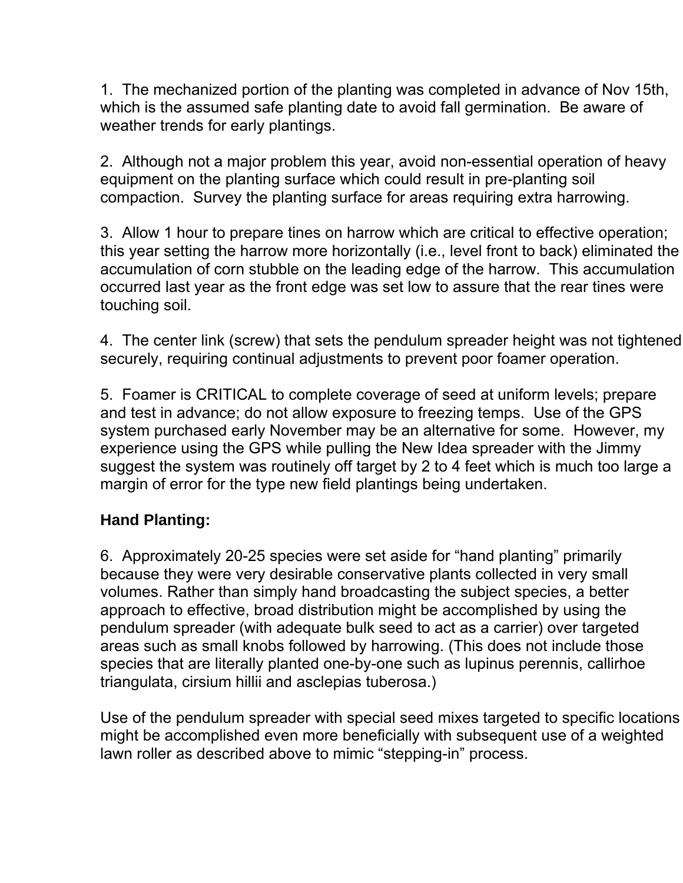1. The mechanized portion of the planting was completed in advance of Nov 15th, which is the assumed safe planting date to avoid fall germination. Be aware of weather trends for early plantings.

2. Although not a major problem this year, avoid non-essential operation of heavy equipment on the planting surface which could result in pre-planting soil compaction. Survey the planting surface for areas requiring extra harrowing.

3. Allow 1 hour to prepare tines on harrow which are critical to effective operation; this year setting the harrow more horizontally (i.e., level front to back) eliminated the accumulation of corn stubble on the leading edge of the harrow. This accumulation occurred last year as the front edge was set low to assure that the rear tines were touching soil.

4. The center link (screw) that sets the pendulum spreader height was not tightened securely, requiring continual adjustments to prevent poor foamer operation.

5. Foamer is CRITICAL to complete coverage of seed at uniform levels; prepare and test in advance; do not allow exposure to freezing temps. Use of the GPS system purchased early November may be an alternative for some. However, my experience using the GPS while pulling the New Idea spreader with the Jimmy suggest the system was routinely off target by 2 to 4 feet which is much too large a margin of error for the type new field plantings being undertaken.

**Hand Planting:**

6. Approximately 20-25 species were set aside for "hand planting" primarily because they were very desirable conservative plants collected in very small volumes. Rather than simply hand broadcasting the subject species, a better approach to effective, broad distribution might be accomplished by using the pendulum spreader (with adequate bulk seed to act as a carrier) over targeted areas such as small knobs followed by harrowing. (This does not include those species that are literally planted one-by-one such as lupinus perennis, callirhoe triangulata, cirsium hillii and asclepias tuberosa.)

Use of the pendulum spreader with special seed mixes targeted to specific locations might be accomplished even more beneficially with subsequent use of a weighted lawn roller as described above to mimic "stepping-in" process.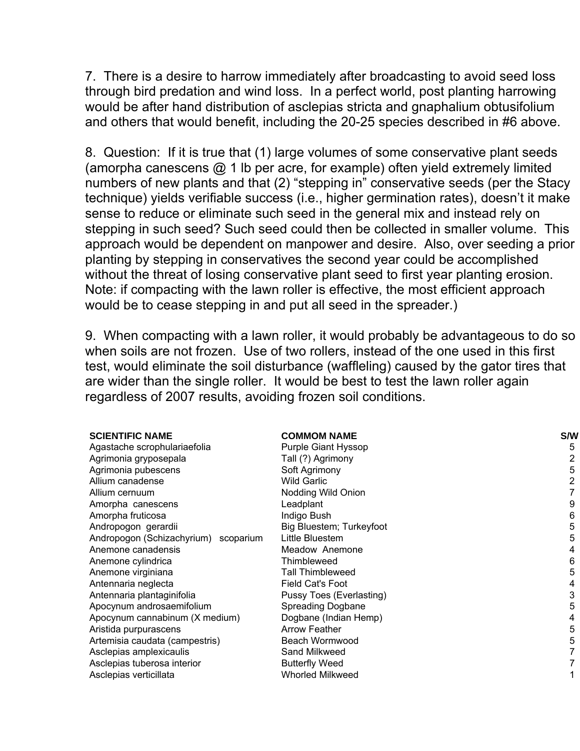7. There is a desire to harrow immediately after broadcasting to avoid seed loss through bird predation and wind loss. In a perfect world, post planting harrowing would be after hand distribution of asclepias stricta and gnaphalium obtusifolium and others that would benefit, including the 20-25 species described in #6 above.

8. Question: If it is true that (1) large volumes of some conservative plant seeds (amorpha canescens @ 1 lb per acre, for example) often yield extremely limited numbers of new plants and that (2) "stepping in" conservative seeds (per the Stacy technique) yields verifiable success (i.e., higher germination rates), doesn't it make sense to reduce or eliminate such seed in the general mix and instead rely on stepping in such seed? Such seed could then be collected in smaller volume. This approach would be dependent on manpower and desire. Also, over seeding a prior planting by stepping in conservatives the second year could be accomplished without the threat of losing conservative plant seed to first year planting erosion. Note: if compacting with the lawn roller is effective, the most efficient approach would be to cease stepping in and put all seed in the spreader.)

9. When compacting with a lawn roller, it would probably be advantageous to do so when soils are not frozen. Use of two rollers, instead of the one used in this first test, would eliminate the soil disturbance (waffleling) caused by the gator tires that are wider than the single roller. It would be best to test the lawn roller again regardless of 2007 results, avoiding frozen soil conditions.

| SCIENTIFIC NAME | COMMOM NAME | S/W |
|---|---|---|
| Agastache scrophulariaefolia | Purple Giant Hyssop | 5 |
| Agrimonia gryposepala | Tall (?) Agrimony | 2 |
| Agrimonia pubescens | Soft Agrimony | 5 |
| Allium canadense | Wild Garlic | 2 |
| Allium cernuum | Nodding Wild Onion | 7 |
| Amorpha canescens | Leadplant | 9 |
| Amorpha fruticosa | Indigo Bush | 6 |
| Andropogon gerardii | Big Bluestem; Turkeyfoot | 5 |
| Andropogon (Schizachyrium) scoparium | Little Bluestem | 5 |
| Anemone canadensis | Meadow Anemone | 4 |
| Anemone cylindrica | Thimbleweed | 6 |
| Anemone virginiana | Tall Thimbleweed | 5 |
| Antennaria neglecta | Field Cat's Foot | 4 |
| Antennaria plantaginifolia | Pussy Toes (Everlasting) | 3 |
| Apocynum androsaemifolium | Spreading Dogbane | 5 |
| Apocynum cannabinum (X medium) | Dogbane (Indian Hemp) | 4 |
| Aristida purpurascens | Arrow Feather | 5 |
| Artemisia caudata (campestris) | Beach Wormwood | 5 |
| Asclepias amplexicaulis | Sand Milkweed | 7 |
| Asclepias tuberosa interior | Butterfly Weed | 7 |
| Asclepias verticillata | Whorled Milkweed | 1 |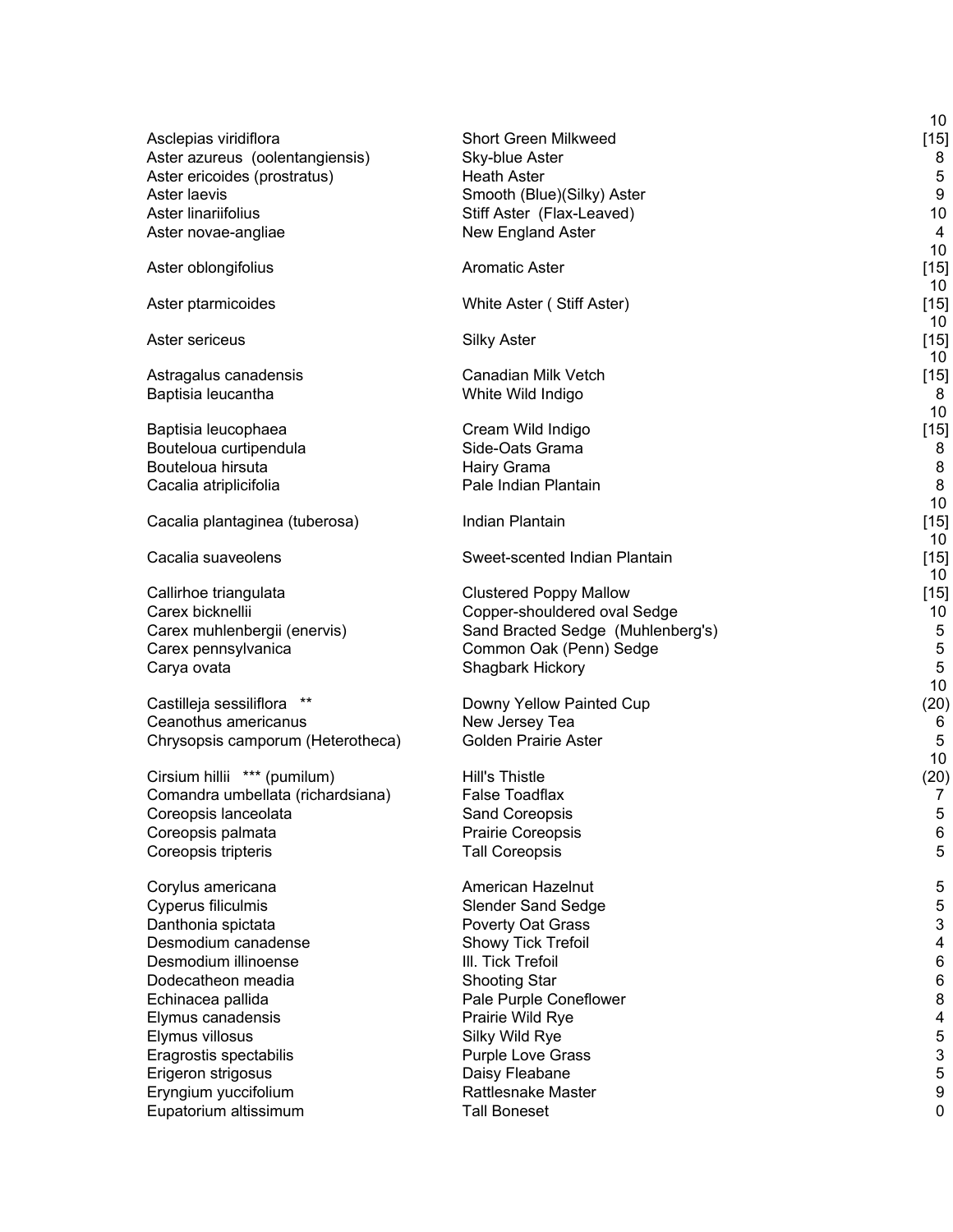| | | |
|---|---|---|
| Asclepias viridiflora | Short Green Milkweed | 10 [15] |
| Aster azureus (oolentangiensis) | Sky-blue Aster | 8 |
| Aster ericoides (prostratus) | Heath Aster | 5 |
| Aster laevis | Smooth (Blue)(Silky) Aster | 9 |
| Aster linariifolius | Stiff Aster (Flax-Leaved) | 10 |
| Aster novae-angliae | New England Aster | 4 |
| Aster oblongifolius | Aromatic Aster | 10 [15] |
| Aster ptarmicoides | White Aster ( Stiff Aster) | 10 [15] |
| Aster sericeus | Silky Aster | 10 [15] |
| Astragalus canadensis | Canadian Milk Vetch | 10 [15] |
| Baptisia leucantha | White Wild Indigo | 8 |
| Baptisia leucophaea | Cream Wild Indigo | 10 [15] |
| Bouteloua curtipendula | Side-Oats Grama | 8 |
| Bouteloua hirsuta | Hairy Grama | 8 |
| Cacalia atriplicifolia | Pale Indian Plantain | 8 |
| Cacalia plantaginea (tuberosa) | Indian Plantain | 10 [15] |
| Cacalia suaveolens | Sweet-scented Indian Plantain | 10 [15] |
| Callirhoe triangulata | Clustered Poppy Mallow | 10 [15] |
| Carex bicknellii | Copper-shouldered oval Sedge | 10 |
| Carex muhlenbergii (enervis) | Sand Bracted Sedge (Muhlenberg's) | 5 |
| Carex pennsylvanica | Common Oak (Penn) Sedge | 5 |
| Carya ovata | Shagbark Hickory | 5 |
| Castilleja sessiliflora ** | Downy Yellow Painted Cup | 10 (20) |
| Ceanothus americanus | New Jersey Tea | 6 |
| Chrysopsis camporum (Heterotheca) | Golden Prairie Aster | 5 |
| Cirsium hillii *** (pumilum) | Hill's Thistle | 10 (20) |
| Comandra umbellata (richardsiana) | False Toadflax | 7 |
| Coreopsis lanceolata | Sand Coreopsis | 5 |
| Coreopsis palmata | Prairie Coreopsis | 6 |
| Coreopsis tripteris | Tall Coreopsis | 5 |
| Corylus americana | American Hazelnut | 5 |
| Cyperus filiculmis | Slender Sand Sedge | 5 |
| Danthonia spictata | Poverty Oat Grass | 3 |
| Desmodium canadense | Showy Tick Trefoil | 4 |
| Desmodium illinoense | Ill. Tick Trefoil | 6 |
| Dodecatheon meadia | Shooting Star | 6 |
| Echinacea pallida | Pale Purple Coneflower | 8 |
| Elymus canadensis | Prairie Wild Rye | 4 |
| Elymus villosus | Silky Wild Rye | 5 |
| Eragrostis spectabilis | Purple Love Grass | 3 |
| Erigeron strigosus | Daisy Fleabane | 5 |
| Eryngium yuccifolium | Rattlesnake Master | 9 |
| Eupatorium altissimum | Tall Boneset | 0 |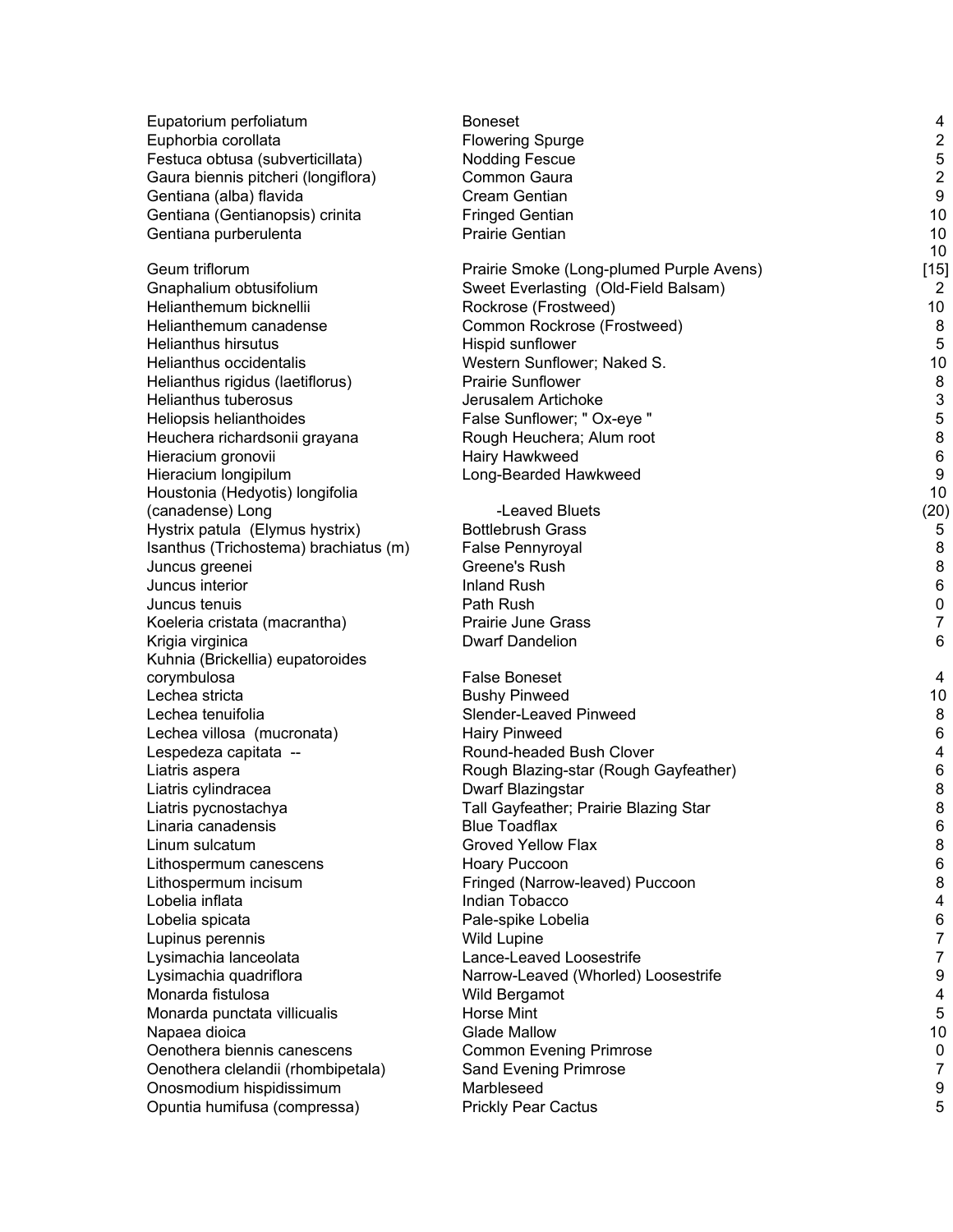| | | |
|---|---|---|
| Eupatorium perfoliatum | Boneset | 4 |
| Euphorbia corollata | Flowering Spurge | 2 |
| Festuca obtusa (subverticillata) | Nodding Fescue | 5 |
| Gaura biennis pitcheri (longiflora) | Common Gaura | 2 |
| Gentiana (alba) flavida | Cream Gentian | 9 |
| Gentiana (Gentianopsis) crinita | Fringed Gentian | 10 |
| Gentiana purberulenta | Prairie Gentian | 10 |
| Geum triflorum | Prairie Smoke (Long-plumed Purple Avens) | 10 [15] |
| Gnaphalium obtusifolium | Sweet Everlasting (Old-Field Balsam) | 2 |
| Helianthemum bicknellii | Rockrose (Frostweed) | 10 |
| Helianthemum canadense | Common Rockrose (Frostweed) | 8 |
| Helianthus hirsutus | Hispid sunflower | 5 |
| Helianthus occidentalis | Western Sunflower; Naked S. | 10 |
| Helianthus rigidus (laetiflorus) | Prairie Sunflower | 8 |
| Helianthus tuberosus | Jerusalem Artichoke | 3 |
| Heliopsis helianthoides | False Sunflower; " Ox-eye " | 5 |
| Heuchera richardsonii grayana | Rough Heuchera; Alum root | 8 |
| Hieracium gronovii | Hairy Hawkweed | 6 |
| Hieracium longipilum | Long-Bearded Hawkweed | 9 |
| Houstonia (Hedyotis) longifolia (canadense) Long | -Leaved Bluets | 10 (20) |
| Hystrix patula (Elymus hystrix) | Bottlebrush Grass | 5 |
| Isanthus (Trichostema) brachiatus (m) | False Pennyroyal | 8 |
| Juncus greenei | Greene's Rush | 8 |
| Juncus interior | Inland Rush | 6 |
| Juncus tenuis | Path Rush | 0 |
| Koeleria cristata (macrantha) | Prairie June Grass | 7 |
| Krigia virginica | Dwarf Dandelion | 6 |
| Kuhnia (Brickellia) eupatoroides corymbulosa | False Boneset | 4 |
| Lechea stricta | Bushy Pinweed | 10 |
| Lechea tenuifolia | Slender-Leaved Pinweed | 8 |
| Lechea villosa (mucronata) | Hairy Pinweed | 6 |
| Lespedeza capitata -- | Round-headed Bush Clover | 4 |
| Liatris aspera | Rough Blazing-star (Rough Gayfeather) | 6 |
| Liatris cylindracea | Dwarf Blazingstar | 8 |
| Liatris pycnostachya | Tall Gayfeather; Prairie Blazing Star | 8 |
| Linaria canadensis | Blue Toadflax | 6 |
| Linum sulcatum | Groved Yellow Flax | 8 |
| Lithospermum canescens | Hoary Puccoon | 6 |
| Lithospermum incisum | Fringed (Narrow-leaved) Puccoon | 8 |
| Lobelia inflata | Indian Tobacco | 4 |
| Lobelia spicata | Pale-spike Lobelia | 6 |
| Lupinus perennis | Wild Lupine | 7 |
| Lysimachia lanceolata | Lance-Leaved Loosestrife | 7 |
| Lysimachia quadriflora | Narrow-Leaved (Whorled) Loosestrife | 9 |
| Monarda fistulosa | Wild Bergamot | 4 |
| Monarda punctata villicualis | Horse Mint | 5 |
| Napaea dioica | Glade Mallow | 10 |
| Oenothera biennis canescens | Common Evening Primrose | 0 |
| Oenothera clelandii (rhombipetala) | Sand Evening Primrose | 7 |
| Onosmodium hispidissimum | Marbleseed | 9 |
| Opuntia humifusa (compressa) | Prickly Pear Cactus | 5 |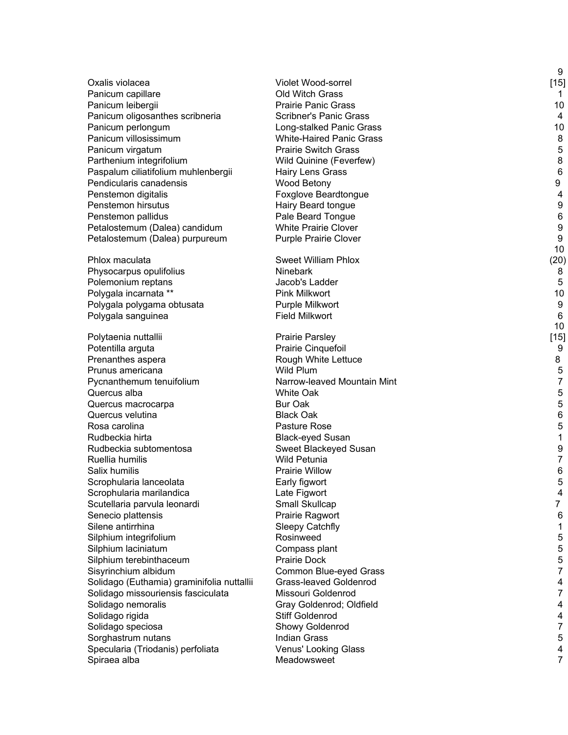| Scientific Name | Common Name | Value |
|---|---|---|
| Oxalis violacea | Violet Wood-sorrel | 9 [15] |
| Panicum capillare | Old Witch Grass | 1 |
| Panicum leibergii | Prairie Panic Grass | 10 |
| Panicum oligosanthes scribneria | Scribner's Panic Grass | 4 |
| Panicum perlongum | Long-stalked Panic Grass | 10 |
| Panicum villosissimum | White-Haired Panic Grass | 8 |
| Panicum virgatum | Prairie Switch Grass | 5 |
| Parthenium integrifolium | Wild Quinine (Feverfew) | 8 |
| Paspalum ciliatifolium muhlenbergii | Hairy Lens Grass | 6 |
| Pendicularis canadensis | Wood Betony | 9 |
| Penstemon digitalis | Foxglove Beardtongue | 4 |
| Penstemon hirsutus | Hairy Beard tongue | 9 |
| Penstemon pallidus | Pale Beard Tongue | 6 |
| Petalostemum (Dalea) candidum | White Prairie Clover | 9 |
| Petalostemum (Dalea) purpureum | Purple Prairie Clover | 9 |
| Phlox maculata | Sweet William Phlox | 10 (20) |
| Physocarpus opulifolius | Ninebark | 8 |
| Polemonium reptans | Jacob's Ladder | 5 |
| Polygala incarnata ** | Pink Milkwort | 10 |
| Polygala polygama obtusata | Purple Milkwort | 9 |
| Polygala sanguinea | Field Milkwort | 6 |
| Polytaenia nuttallii | Prairie Parsley | 10 [15] |
| Potentilla arguta | Prairie Cinquefoil | 9 |
| Prenanthes aspera | Rough White Lettuce | 8 |
| Prunus americana | Wild Plum | 5 |
| Pycnanthemum tenuifolium | Narrow-leaved Mountain Mint | 7 |
| Quercus alba | White Oak | 5 |
| Quercus macrocarpa | Bur Oak | 5 |
| Quercus velutina | Black Oak | 6 |
| Rosa carolina | Pasture Rose | 5 |
| Rudbeckia hirta | Black-eyed Susan | 1 |
| Rudbeckia subtomentosa | Sweet Blackeyed Susan | 9 |
| Ruellia humilis | Wild Petunia | 7 |
| Salix humilis | Prairie Willow | 6 |
| Scrophularia lanceolata | Early figwort | 5 |
| Scrophularia marilandica | Late Figwort | 4 |
| Scutellaria parvula leonardi | Small Skullcap | 7 |
| Senecio plattensis | Prairie Ragwort | 6 |
| Silene antirrhina | Sleepy Catchfly | 1 |
| Silphium integrifolium | Rosinweed | 5 |
| Silphium laciniatum | Compass plant | 5 |
| Silphium terebinthaceum | Prairie Dock | 5 |
| Sisyrinchium albidum | Common Blue-eyed Grass | 7 |
| Solidago (Euthamia) graminifolia nuttallii | Grass-leaved Goldenrod | 4 |
| Solidago missouriensis fasciculata | Missouri Goldenrod | 7 |
| Solidago nemoralis | Gray Goldenrod; Oldfield | 4 |
| Solidago rigida | Stiff Goldenrod | 4 |
| Solidago speciosa | Showy Goldenrod | 7 |
| Sorghastrum nutans | Indian Grass | 5 |
| Specularia (Triodanis) perfoliata | Venus' Looking Glass | 4 |
| Spiraea alba | Meadowsweet | 7 |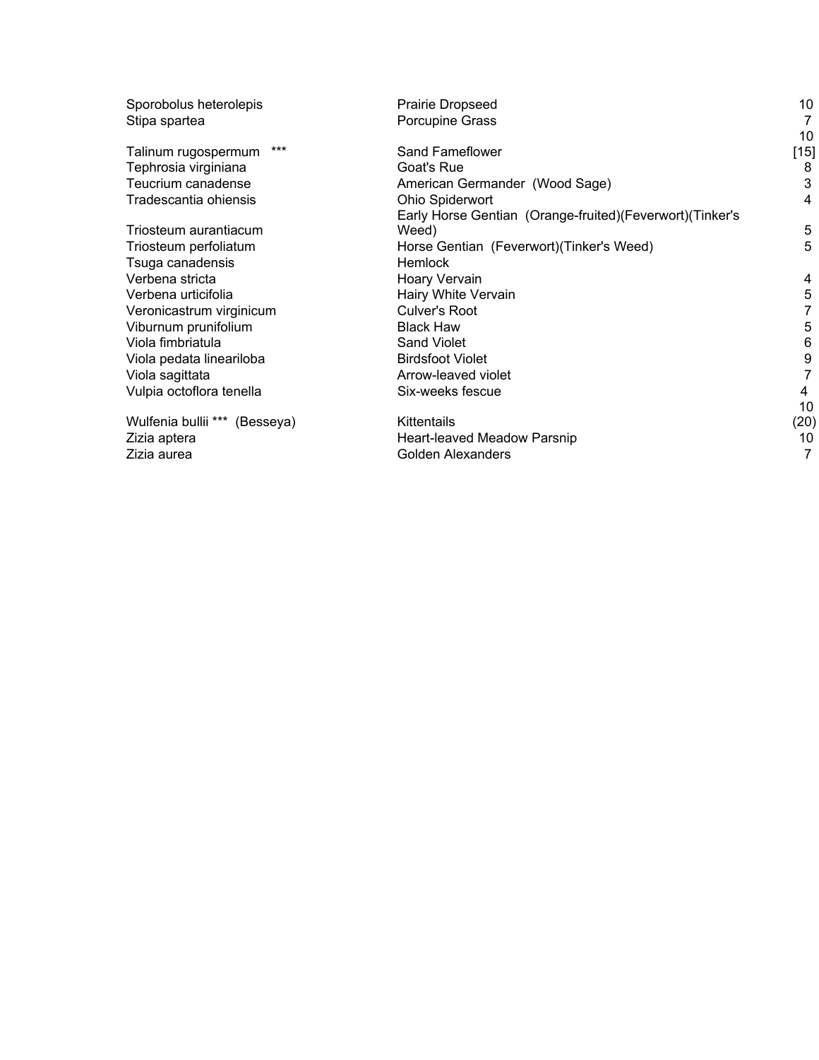| | | |
|---|---|---|
| Sporobolus heterolepis | Prairie Dropseed | 10 |
| Stipa spartea | Porcupine Grass | 7 |
| Talinum rugospermum *** | Sand Fameflower | 10 [15] |
| Tephrosia virginiana | Goat's Rue | 8 |
| Teucrium canadense | American Germander (Wood Sage) | 3 |
| Tradescantia ohiensis | Ohio Spiderwort | 4 |
| Triosteum aurantiacum | Early Horse Gentian (Orange-fruited)(Feverwort)(Tinker's Weed) | 5 |
| Triosteum perfoliatum | Horse Gentian (Feverwort)(Tinker's Weed) | 5 |
| Tsuga canadensis | Hemlock | |
| Verbena stricta | Hoary Vervain | 4 |
| Verbena urticifolia | Hairy White Vervain | 5 |
| Veronicastrum virginicum | Culver's Root | 7 |
| Viburnum prunifolium | Black Haw | 5 |
| Viola fimbriatula | Sand Violet | 6 |
| Viola pedata lineariloba | Birdsfoot Violet | 9 |
| Viola sagittata | Arrow-leaved violet | 7 |
| Vulpia octoflora tenella | Six-weeks fescue | 4 |
| Wulfenia bullii *** (Besseya) | Kittentails | 10 (20) |
| Zizia aptera | Heart-leaved Meadow Parsnip | 10 |
| Zizia aurea | Golden Alexanders | 7 |